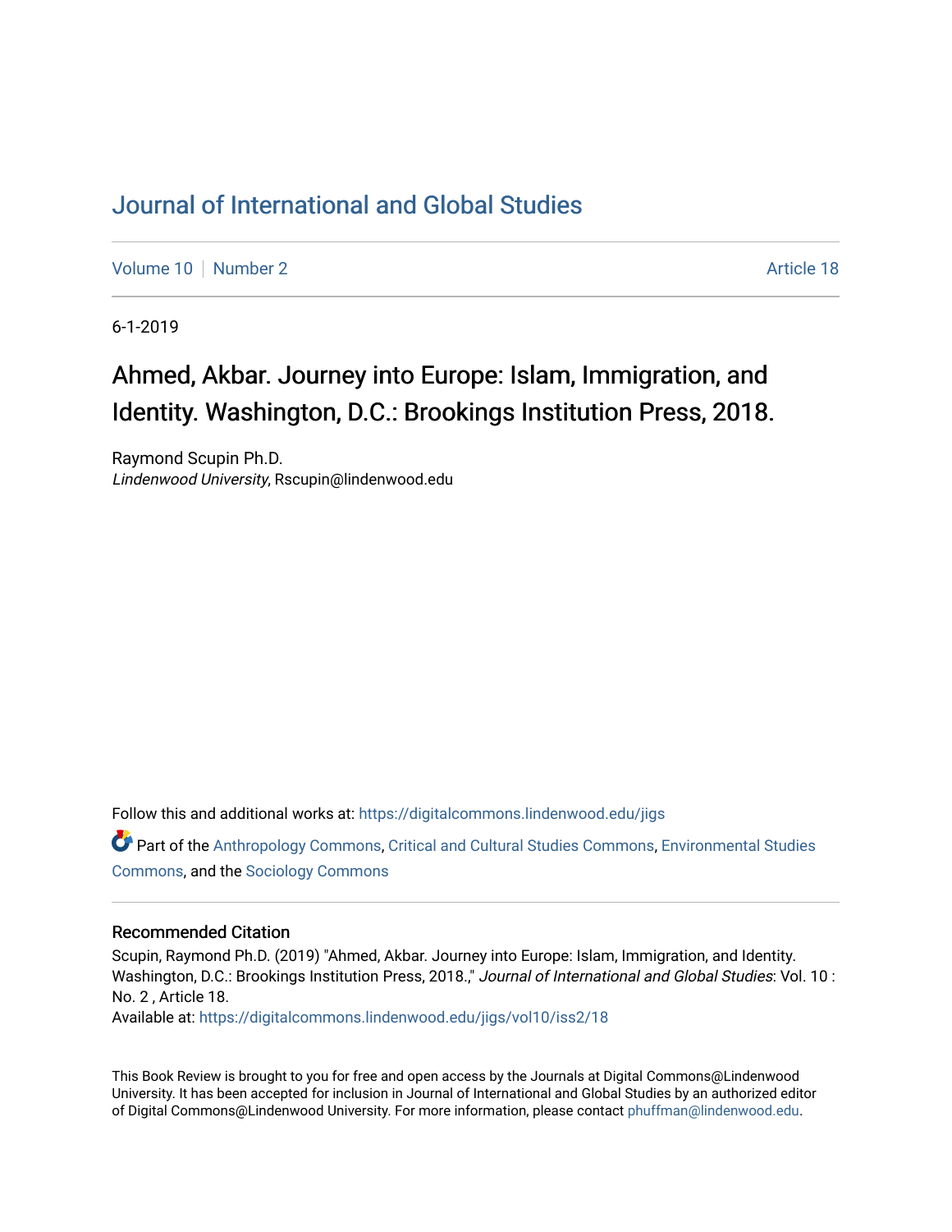# Journal of International and Global Studies

Volume 10 | Number 2 | Article 18

6-1-2019

## Ahmed, Akbar. Journey into Europe: Islam, Immigration, and Identity. Washington, D.C.: Brookings Institution Press, 2018.

Raymond Scupin Ph.D.
*Lindenwood University*, Rscupin@lindenwood.edu

Follow this and additional works at: https://digitalcommons.lindenwood.edu/jigs

Part of the Anthropology Commons, Critical and Cultural Studies Commons, Environmental Studies Commons, and the Sociology Commons

### Recommended Citation

Scupin, Raymond Ph.D. (2019) "Ahmed, Akbar. Journey into Europe: Islam, Immigration, and Identity. Washington, D.C.: Brookings Institution Press, 2018.," *Journal of International and Global Studies*: Vol. 10 : No. 2 , Article 18.
Available at: https://digitalcommons.lindenwood.edu/jigs/vol10/iss2/18

This Book Review is brought to you for free and open access by the Journals at Digital Commons@Lindenwood University. It has been accepted for inclusion in Journal of International and Global Studies by an authorized editor of Digital Commons@Lindenwood University. For more information, please contact phuffman@lindenwood.edu.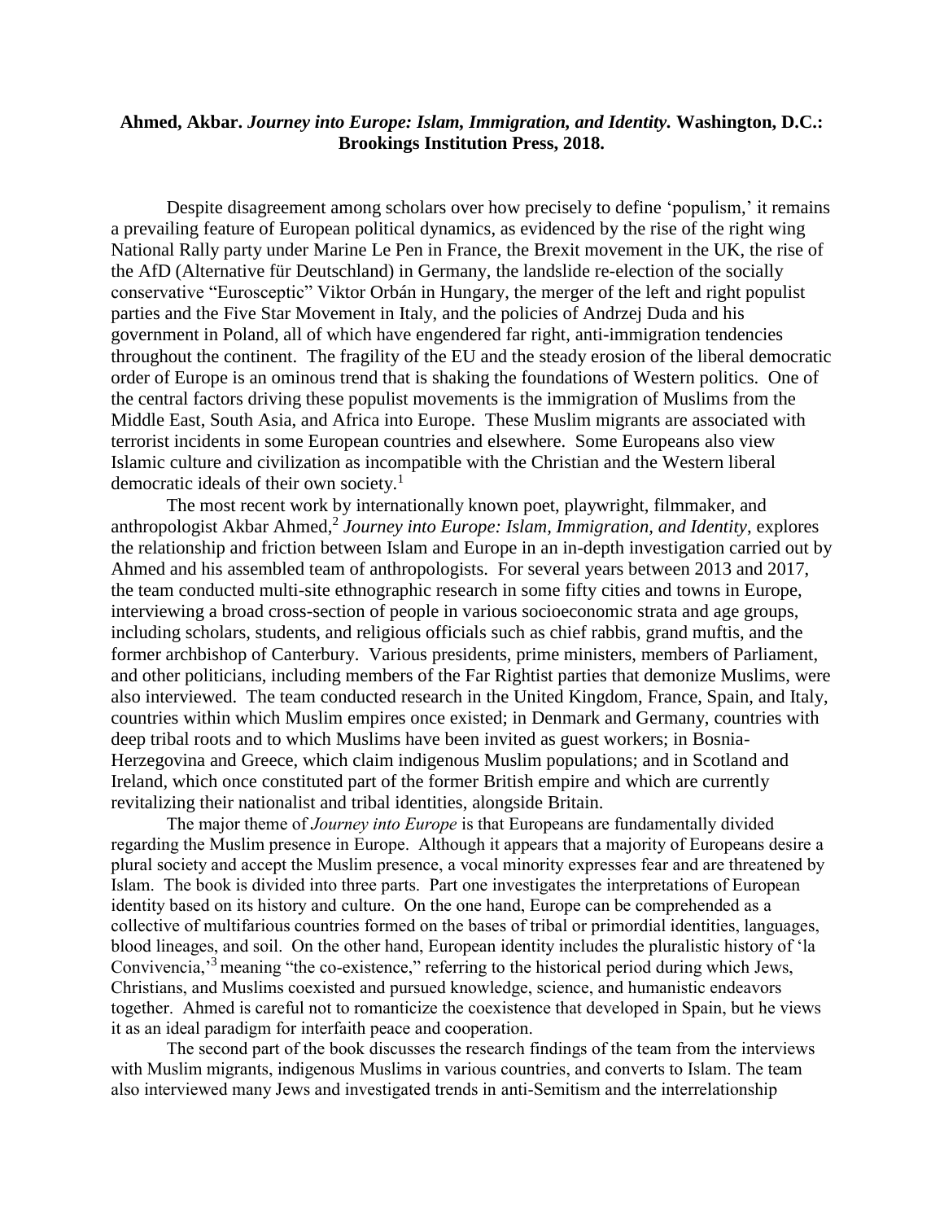**Ahmed, Akbar. *Journey into Europe: Islam, Immigration, and Identity.* Washington, D.C.: Brookings Institution Press, 2018.**

Despite disagreement among scholars over how precisely to define 'populism,' it remains a prevailing feature of European political dynamics, as evidenced by the rise of the right wing National Rally party under Marine Le Pen in France, the Brexit movement in the UK, the rise of the AfD (Alternative für Deutschland) in Germany, the landslide re-election of the socially conservative "Eurosceptic" Viktor Orbán in Hungary, the merger of the left and right populist parties and the Five Star Movement in Italy, and the policies of Andrzej Duda and his government in Poland, all of which have engendered far right, anti-immigration tendencies throughout the continent. The fragility of the EU and the steady erosion of the liberal democratic order of Europe is an ominous trend that is shaking the foundations of Western politics. One of the central factors driving these populist movements is the immigration of Muslims from the Middle East, South Asia, and Africa into Europe. These Muslim migrants are associated with terrorist incidents in some European countries and elsewhere. Some Europeans also view Islamic culture and civilization as incompatible with the Christian and the Western liberal democratic ideals of their own society.[1]

The most recent work by internationally known poet, playwright, filmmaker, and anthropologist Akbar Ahmed,[2] *Journey into Europe: Islam, Immigration, and Identity*, explores the relationship and friction between Islam and Europe in an in-depth investigation carried out by Ahmed and his assembled team of anthropologists. For several years between 2013 and 2017, the team conducted multi-site ethnographic research in some fifty cities and towns in Europe, interviewing a broad cross-section of people in various socioeconomic strata and age groups, including scholars, students, and religious officials such as chief rabbis, grand muftis, and the former archbishop of Canterbury. Various presidents, prime ministers, members of Parliament, and other politicians, including members of the Far Rightist parties that demonize Muslims, were also interviewed. The team conducted research in the United Kingdom, France, Spain, and Italy, countries within which Muslim empires once existed; in Denmark and Germany, countries with deep tribal roots and to which Muslims have been invited as guest workers; in Bosnia-Herzegovina and Greece, which claim indigenous Muslim populations; and in Scotland and Ireland, which once constituted part of the former British empire and which are currently revitalizing their nationalist and tribal identities, alongside Britain.

The major theme of *Journey into Europe* is that Europeans are fundamentally divided regarding the Muslim presence in Europe. Although it appears that a majority of Europeans desire a plural society and accept the Muslim presence, a vocal minority expresses fear and are threatened by Islam. The book is divided into three parts. Part one investigates the interpretations of European identity based on its history and culture. On the one hand, Europe can be comprehended as a collective of multifarious countries formed on the bases of tribal or primordial identities, languages, blood lineages, and soil. On the other hand, European identity includes the pluralistic history of 'la Convivencia,'[3] meaning "the co-existence," referring to the historical period during which Jews, Christians, and Muslims coexisted and pursued knowledge, science, and humanistic endeavors together. Ahmed is careful not to romanticize the coexistence that developed in Spain, but he views it as an ideal paradigm for interfaith peace and cooperation.

The second part of the book discusses the research findings of the team from the interviews with Muslim migrants, indigenous Muslims in various countries, and converts to Islam. The team also interviewed many Jews and investigated trends in anti-Semitism and the interrelationship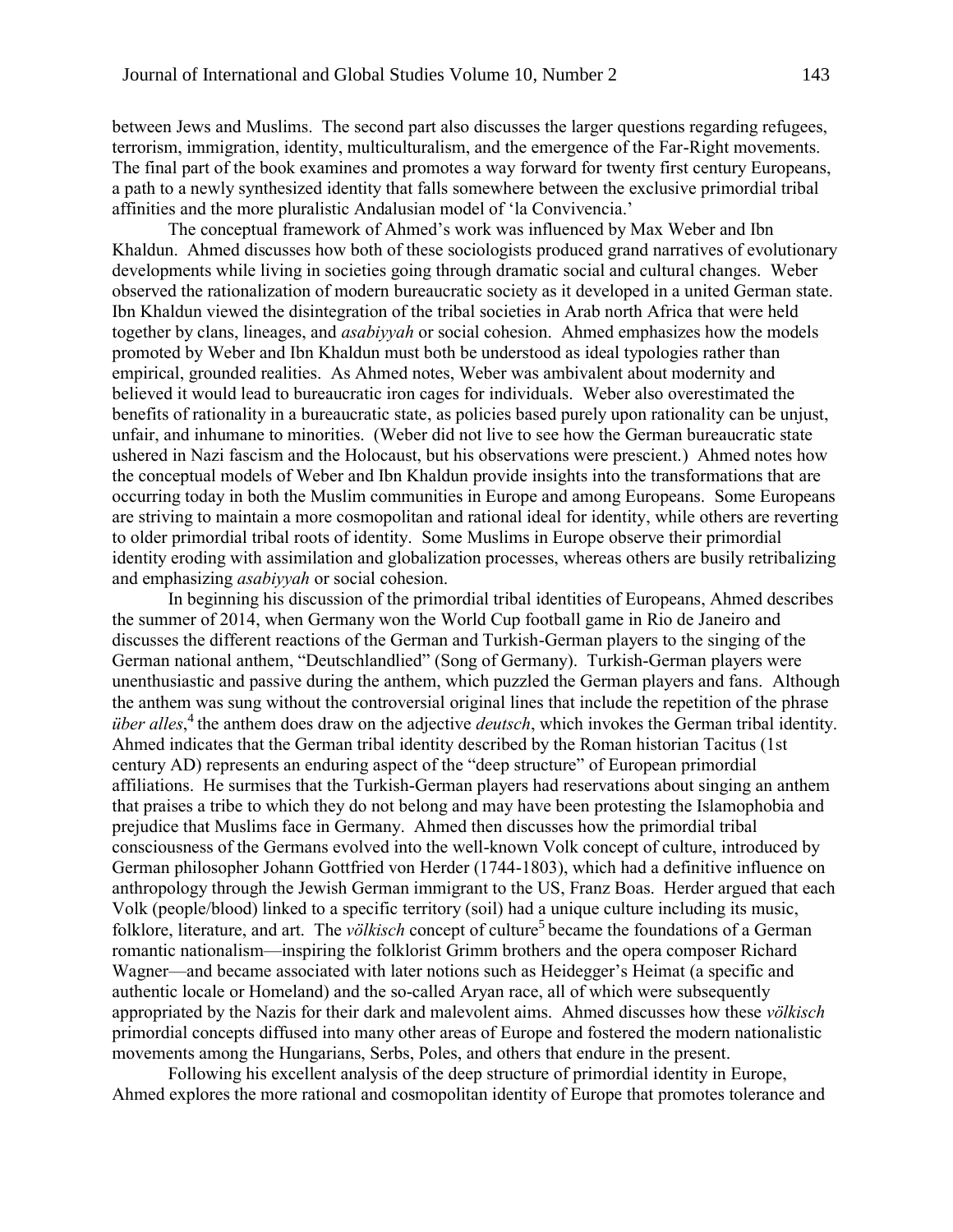between Jews and Muslims. The second part also discusses the larger questions regarding refugees, terrorism, immigration, identity, multiculturalism, and the emergence of the Far-Right movements. The final part of the book examines and promotes a way forward for twenty first century Europeans, a path to a newly synthesized identity that falls somewhere between the exclusive primordial tribal affinities and the more pluralistic Andalusian model of 'la Convivencia.'

The conceptual framework of Ahmed's work was influenced by Max Weber and Ibn Khaldun. Ahmed discusses how both of these sociologists produced grand narratives of evolutionary developments while living in societies going through dramatic social and cultural changes. Weber observed the rationalization of modern bureaucratic society as it developed in a united German state. Ibn Khaldun viewed the disintegration of the tribal societies in Arab north Africa that were held together by clans, lineages, and *asabiyyah* or social cohesion. Ahmed emphasizes how the models promoted by Weber and Ibn Khaldun must both be understood as ideal typologies rather than empirical, grounded realities. As Ahmed notes, Weber was ambivalent about modernity and believed it would lead to bureaucratic iron cages for individuals. Weber also overestimated the benefits of rationality in a bureaucratic state, as policies based purely upon rationality can be unjust, unfair, and inhumane to minorities. (Weber did not live to see how the German bureaucratic state ushered in Nazi fascism and the Holocaust, but his observations were prescient.) Ahmed notes how the conceptual models of Weber and Ibn Khaldun provide insights into the transformations that are occurring today in both the Muslim communities in Europe and among Europeans. Some Europeans are striving to maintain a more cosmopolitan and rational ideal for identity, while others are reverting to older primordial tribal roots of identity. Some Muslims in Europe observe their primordial identity eroding with assimilation and globalization processes, whereas others are busily retribalizing and emphasizing *asabiyyah* or social cohesion.

In beginning his discussion of the primordial tribal identities of Europeans, Ahmed describes the summer of 2014, when Germany won the World Cup football game in Rio de Janeiro and discusses the different reactions of the German and Turkish-German players to the singing of the German national anthem, "Deutschlandlied" (Song of Germany). Turkish-German players were unenthusiastic and passive during the anthem, which puzzled the German players and fans. Although the anthem was sung without the controversial original lines that include the repetition of the phrase *über alles*,[4] the anthem does draw on the adjective *deutsch*, which invokes the German tribal identity. Ahmed indicates that the German tribal identity described by the Roman historian Tacitus (1st century AD) represents an enduring aspect of the "deep structure" of European primordial affiliations. He surmises that the Turkish-German players had reservations about singing an anthem that praises a tribe to which they do not belong and may have been protesting the Islamophobia and prejudice that Muslims face in Germany. Ahmed then discusses how the primordial tribal consciousness of the Germans evolved into the well-known Volk concept of culture, introduced by German philosopher Johann Gottfried von Herder (1744-1803), which had a definitive influence on anthropology through the Jewish German immigrant to the US, Franz Boas. Herder argued that each Volk (people/blood) linked to a specific territory (soil) had a unique culture including its music, folklore, literature, and art. The *völkisch* concept of culture[5] became the foundations of a German romantic nationalism—inspiring the folklorist Grimm brothers and the opera composer Richard Wagner—and became associated with later notions such as Heidegger's Heimat (a specific and authentic locale or Homeland) and the so-called Aryan race, all of which were subsequently appropriated by the Nazis for their dark and malevolent aims. Ahmed discusses how these *völkisch* primordial concepts diffused into many other areas of Europe and fostered the modern nationalistic movements among the Hungarians, Serbs, Poles, and others that endure in the present.

Following his excellent analysis of the deep structure of primordial identity in Europe, Ahmed explores the more rational and cosmopolitan identity of Europe that promotes tolerance and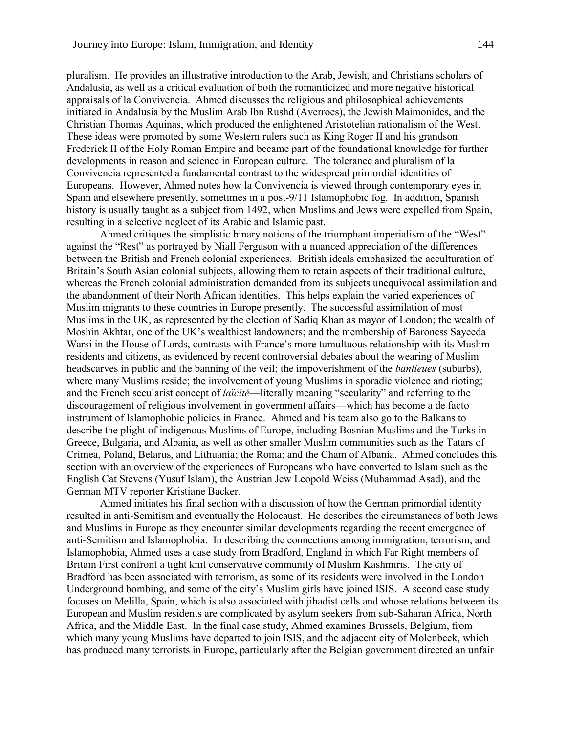pluralism. He provides an illustrative introduction to the Arab, Jewish, and Christians scholars of Andalusia, as well as a critical evaluation of both the romanticized and more negative historical appraisals of la Convivencia. Ahmed discusses the religious and philosophical achievements initiated in Andalusia by the Muslim Arab Ibn Rushd (Averroes), the Jewish Maimonides, and the Christian Thomas Aquinas, which produced the enlightened Aristotelian rationalism of the West. These ideas were promoted by some Western rulers such as King Roger II and his grandson Frederick II of the Holy Roman Empire and became part of the foundational knowledge for further developments in reason and science in European culture. The tolerance and pluralism of la Convivencia represented a fundamental contrast to the widespread primordial identities of Europeans. However, Ahmed notes how la Convivencia is viewed through contemporary eyes in Spain and elsewhere presently, sometimes in a post-9/11 Islamophobic fog. In addition, Spanish history is usually taught as a subject from 1492, when Muslims and Jews were expelled from Spain, resulting in a selective neglect of its Arabic and Islamic past.

Ahmed critiques the simplistic binary notions of the triumphant imperialism of the "West" against the "Rest" as portrayed by Niall Ferguson with a nuanced appreciation of the differences between the British and French colonial experiences. British ideals emphasized the acculturation of Britain's South Asian colonial subjects, allowing them to retain aspects of their traditional culture, whereas the French colonial administration demanded from its subjects unequivocal assimilation and the abandonment of their North African identities. This helps explain the varied experiences of Muslim migrants to these countries in Europe presently. The successful assimilation of most Muslims in the UK, as represented by the election of Sadiq Khan as mayor of London; the wealth of Moshin Akhtar, one of the UK's wealthiest landowners; and the membership of Baroness Sayeeda Warsi in the House of Lords, contrasts with France's more tumultuous relationship with its Muslim residents and citizens, as evidenced by recent controversial debates about the wearing of Muslim headscarves in public and the banning of the veil; the impoverishment of the *banlieues* (suburbs), where many Muslims reside; the involvement of young Muslims in sporadic violence and rioting; and the French secularist concept of *laïcité*—literally meaning "secularity" and referring to the discouragement of religious involvement in government affairs—which has become a de facto instrument of Islamophobic policies in France. Ahmed and his team also go to the Balkans to describe the plight of indigenous Muslims of Europe, including Bosnian Muslims and the Turks in Greece, Bulgaria, and Albania, as well as other smaller Muslim communities such as the Tatars of Crimea, Poland, Belarus, and Lithuania; the Roma; and the Cham of Albania. Ahmed concludes this section with an overview of the experiences of Europeans who have converted to Islam such as the English Cat Stevens (Yusuf Islam), the Austrian Jew Leopold Weiss (Muhammad Asad), and the German MTV reporter Kristiane Backer.

Ahmed initiates his final section with a discussion of how the German primordial identity resulted in anti-Semitism and eventually the Holocaust. He describes the circumstances of both Jews and Muslims in Europe as they encounter similar developments regarding the recent emergence of anti-Semitism and Islamophobia. In describing the connections among immigration, terrorism, and Islamophobia, Ahmed uses a case study from Bradford, England in which Far Right members of Britain First confront a tight knit conservative community of Muslim Kashmiris. The city of Bradford has been associated with terrorism, as some of its residents were involved in the London Underground bombing, and some of the city's Muslim girls have joined ISIS. A second case study focuses on Melilla, Spain, which is also associated with jihadist cells and whose relations between its European and Muslim residents are complicated by asylum seekers from sub-Saharan Africa, North Africa, and the Middle East. In the final case study, Ahmed examines Brussels, Belgium, from which many young Muslims have departed to join ISIS, and the adjacent city of Molenbeek, which has produced many terrorists in Europe, particularly after the Belgian government directed an unfair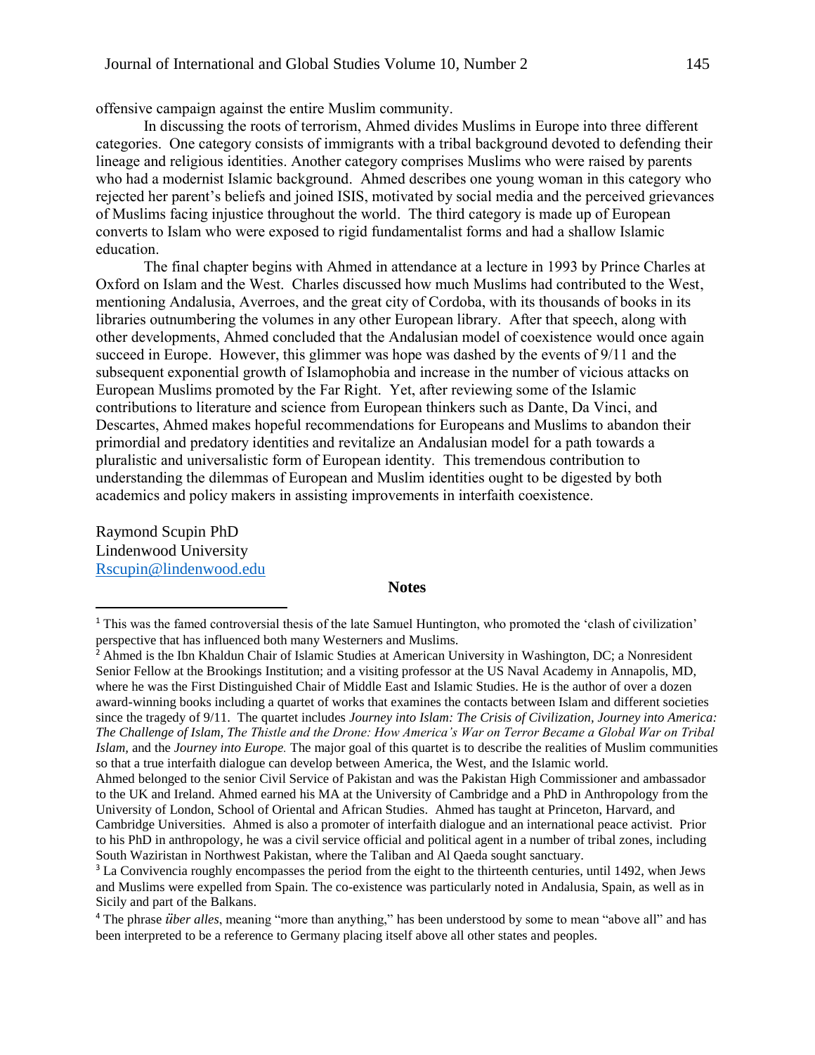offensive campaign against the entire Muslim community.

In discussing the roots of terrorism, Ahmed divides Muslims in Europe into three different categories. One category consists of immigrants with a tribal background devoted to defending their lineage and religious identities. Another category comprises Muslims who were raised by parents who had a modernist Islamic background. Ahmed describes one young woman in this category who rejected her parent's beliefs and joined ISIS, motivated by social media and the perceived grievances of Muslims facing injustice throughout the world. The third category is made up of European converts to Islam who were exposed to rigid fundamentalist forms and had a shallow Islamic education.

The final chapter begins with Ahmed in attendance at a lecture in 1993 by Prince Charles at Oxford on Islam and the West. Charles discussed how much Muslims had contributed to the West, mentioning Andalusia, Averroes, and the great city of Cordoba, with its thousands of books in its libraries outnumbering the volumes in any other European library. After that speech, along with other developments, Ahmed concluded that the Andalusian model of coexistence would once again succeed in Europe. However, this glimmer was hope was dashed by the events of 9/11 and the subsequent exponential growth of Islamophobia and increase in the number of vicious attacks on European Muslims promoted by the Far Right. Yet, after reviewing some of the Islamic contributions to literature and science from European thinkers such as Dante, Da Vinci, and Descartes, Ahmed makes hopeful recommendations for Europeans and Muslims to abandon their primordial and predatory identities and revitalize an Andalusian model for a path towards a pluralistic and universalistic form of European identity. This tremendous contribution to understanding the dilemmas of European and Muslim identities ought to be digested by both academics and policy makers in assisting improvements in interfaith coexistence.

Raymond Scupin PhD
Lindenwood University
Rscupin@lindenwood.edu

## Notes

[1] This was the famed controversial thesis of the late Samuel Huntington, who promoted the 'clash of civilization' perspective that has influenced both many Westerners and Muslims.

[2] Ahmed is the Ibn Khaldun Chair of Islamic Studies at American University in Washington, DC; a Nonresident Senior Fellow at the Brookings Institution; and a visiting professor at the US Naval Academy in Annapolis, MD, where he was the First Distinguished Chair of Middle East and Islamic Studies. He is the author of over a dozen award-winning books including a quartet of works that examines the contacts between Islam and different societies since the tragedy of 9/11. The quartet includes *Journey into Islam: The Crisis of Civilization, Journey into America: The Challenge of Islam, The Thistle and the Drone: How America's War on Terror Became a Global War on Tribal Islam,* and the *Journey into Europe.* The major goal of this quartet is to describe the realities of Muslim communities so that a true interfaith dialogue can develop between America, the West, and the Islamic world.
Ahmed belonged to the senior Civil Service of Pakistan and was the Pakistan High Commissioner and ambassador to the UK and Ireland. Ahmed earned his MA at the University of Cambridge and a PhD in Anthropology from the University of London, School of Oriental and African Studies. Ahmed has taught at Princeton, Harvard, and Cambridge Universities. Ahmed is also a promoter of interfaith dialogue and an international peace activist. Prior to his PhD in anthropology, he was a civil service official and political agent in a number of tribal zones, including South Waziristan in Northwest Pakistan, where the Taliban and Al Qaeda sought sanctuary.

[3] La Convivencia roughly encompasses the period from the eight to the thirteenth centuries, until 1492, when Jews and Muslims were expelled from Spain. The co-existence was particularly noted in Andalusia, Spain, as well as in Sicily and part of the Balkans.

[4] The phrase *über alles*, meaning "more than anything," has been understood by some to mean "above all" and has been interpreted to be a reference to Germany placing itself above all other states and peoples.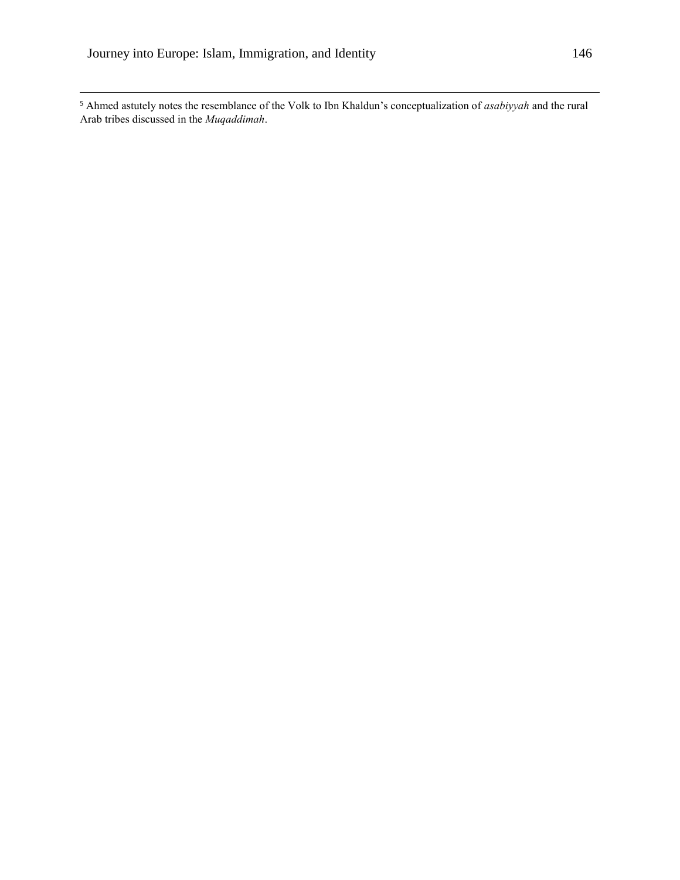[5] Ahmed astutely notes the resemblance of the Volk to Ibn Khaldun's conceptualization of *asabiyyah* and the rural Arab tribes discussed in the *Muqaddimah*.